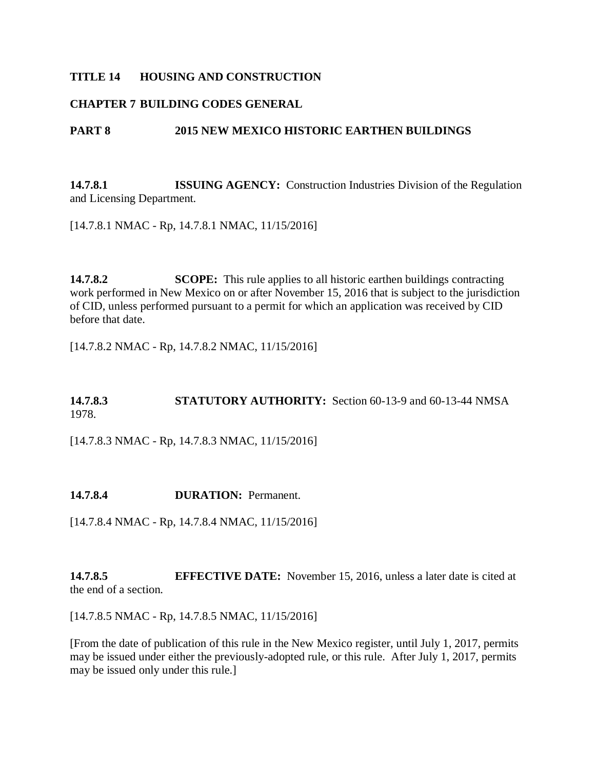**TITLE 14 HOUSING AND CONSTRUCTION**

**CHAPTER 7 BUILDING CODES GENERAL**

**PART 8 2015 NEW MEXICO HISTORIC EARTHEN BUILDINGS**

**14.7.8.1 ISSUING AGENCY:** Construction Industries Division of the Regulation and Licensing Department.

[14.7.8.1 NMAC - Rp, 14.7.8.1 NMAC, 11/15/2016]

**14.7.8.2 SCOPE:** This rule applies to all historic earthen buildings contracting work performed in New Mexico on or after November 15, 2016 that is subject to the jurisdiction of CID, unless performed pursuant to a permit for which an application was received by CID before that date.

[14.7.8.2 NMAC - Rp, 14.7.8.2 NMAC, 11/15/2016]

**14.7.8.3 STATUTORY AUTHORITY:** Section 60-13-9 and 60-13-44 NMSA 1978.

[14.7.8.3 NMAC - Rp, 14.7.8.3 NMAC, 11/15/2016]

**14.7.8.4 DURATION:** Permanent.

[14.7.8.4 NMAC - Rp, 14.7.8.4 NMAC, 11/15/2016]

**14.7.8.5 EFFECTIVE DATE:** November 15, 2016, unless a later date is cited at the end of a section.

[14.7.8.5 NMAC - Rp, 14.7.8.5 NMAC, 11/15/2016]

[From the date of publication of this rule in the New Mexico register, until July 1, 2017, permits may be issued under either the previously-adopted rule, or this rule. After July 1, 2017, permits may be issued only under this rule.]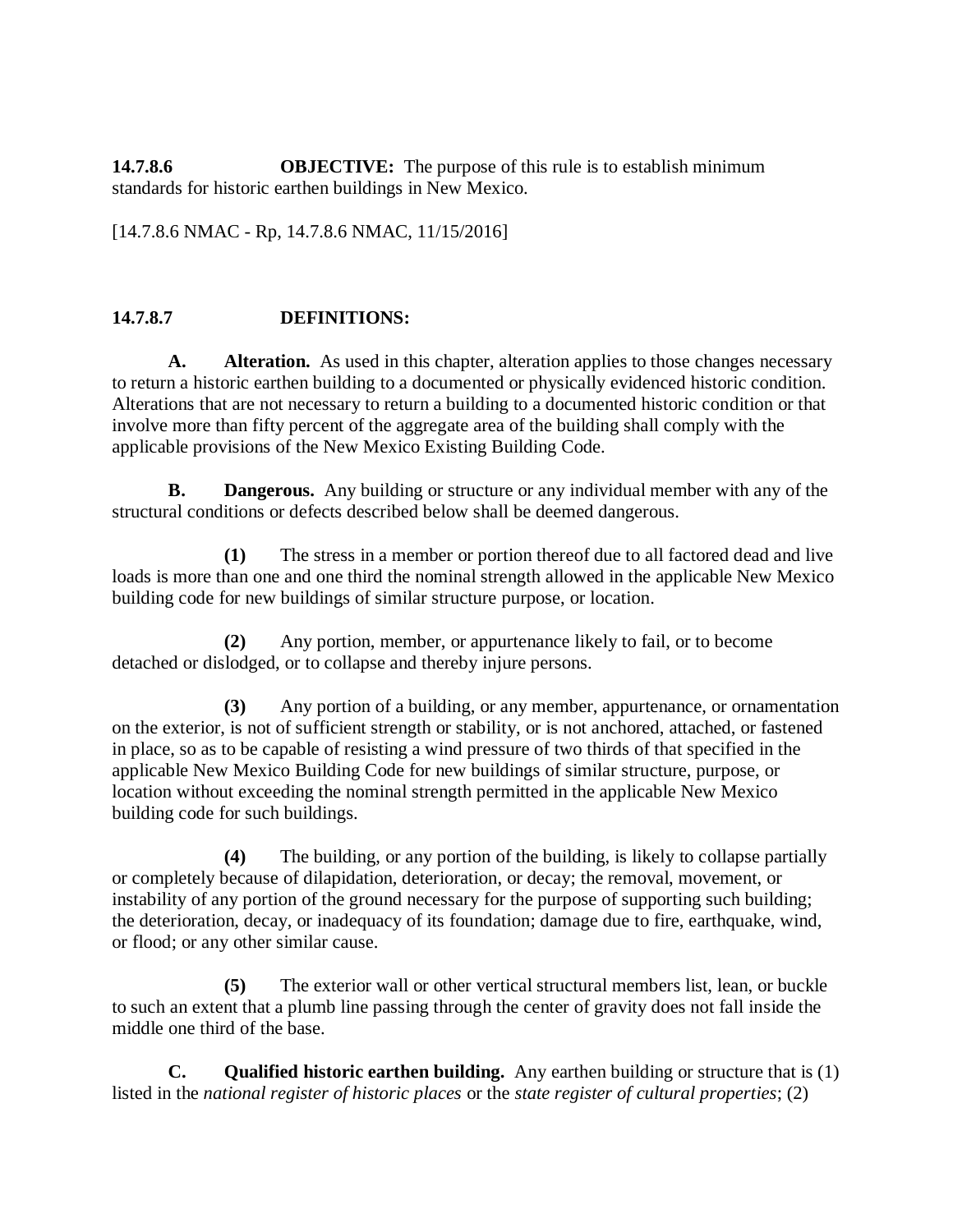**14.7.8.6 OBJECTIVE:** The purpose of this rule is to establish minimum standards for historic earthen buildings in New Mexico.

[14.7.8.6 NMAC - Rp, 14.7.8.6 NMAC, 11/15/2016]

**14.7.8.7 DEFINITIONS:**

**A. Alteration.** As used in this chapter, alteration applies to those changes necessary to return a historic earthen building to a documented or physically evidenced historic condition. Alterations that are not necessary to return a building to a documented historic condition or that involve more than fifty percent of the aggregate area of the building shall comply with the applicable provisions of the New Mexico Existing Building Code.

**B. Dangerous.** Any building or structure or any individual member with any of the structural conditions or defects described below shall be deemed dangerous.

**(1)** The stress in a member or portion thereof due to all factored dead and live loads is more than one and one third the nominal strength allowed in the applicable New Mexico building code for new buildings of similar structure purpose, or location.

**(2)** Any portion, member, or appurtenance likely to fail, or to become detached or dislodged, or to collapse and thereby injure persons.

**(3)** Any portion of a building, or any member, appurtenance, or ornamentation on the exterior, is not of sufficient strength or stability, or is not anchored, attached, or fastened in place, so as to be capable of resisting a wind pressure of two thirds of that specified in the applicable New Mexico Building Code for new buildings of similar structure, purpose, or location without exceeding the nominal strength permitted in the applicable New Mexico building code for such buildings.

**(4)** The building, or any portion of the building, is likely to collapse partially or completely because of dilapidation, deterioration, or decay; the removal, movement, or instability of any portion of the ground necessary for the purpose of supporting such building; the deterioration, decay, or inadequacy of its foundation; damage due to fire, earthquake, wind, or flood; or any other similar cause.

**(5)** The exterior wall or other vertical structural members list, lean, or buckle to such an extent that a plumb line passing through the center of gravity does not fall inside the middle one third of the base.

**C. Qualified historic earthen building.** Any earthen building or structure that is (1) listed in the *national register of historic places* or the *state register of cultural properties*; (2)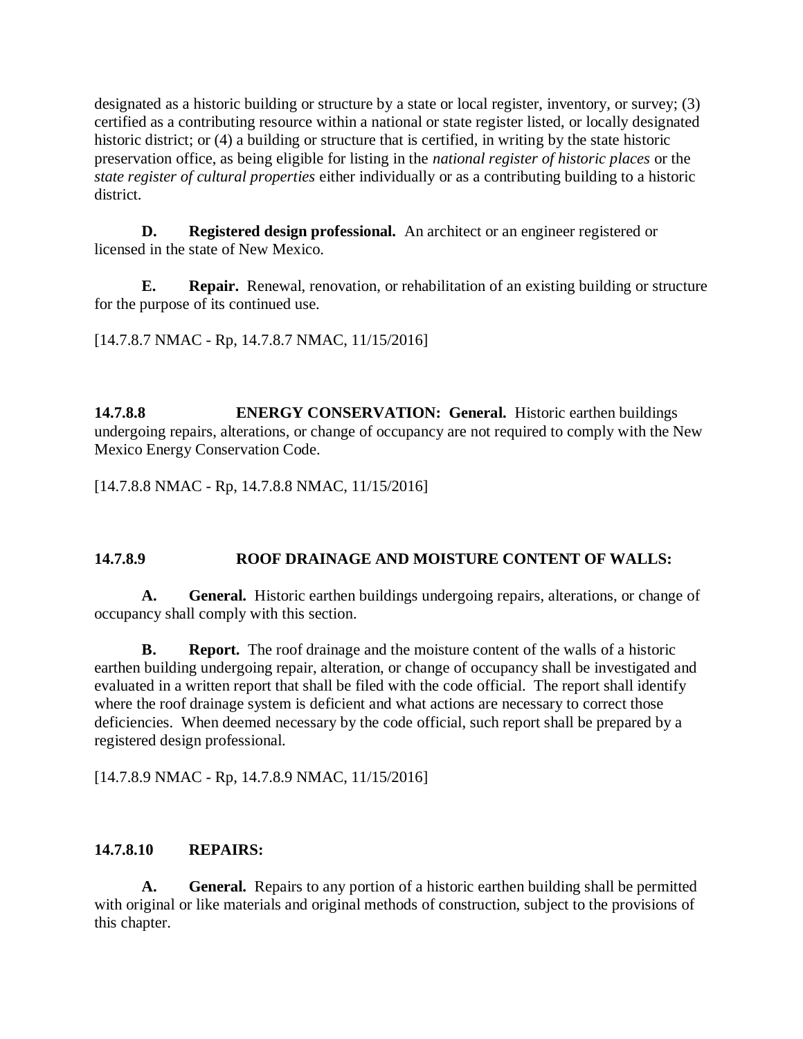designated as a historic building or structure by a state or local register, inventory, or survey; (3) certified as a contributing resource within a national or state register listed, or locally designated historic district; or (4) a building or structure that is certified, in writing by the state historic preservation office, as being eligible for listing in the *national register of historic places* or the *state register of cultural properties* either individually or as a contributing building to a historic district.

**D. Registered design professional.** An architect or an engineer registered or licensed in the state of New Mexico.

**E. Repair.** Renewal, renovation, or rehabilitation of an existing building or structure for the purpose of its continued use.

[14.7.8.7 NMAC - Rp, 14.7.8.7 NMAC, 11/15/2016]

**14.7.8.8 ENERGY CONSERVATION: General.** Historic earthen buildings undergoing repairs, alterations, or change of occupancy are not required to comply with the New Mexico Energy Conservation Code.

[14.7.8.8 NMAC - Rp, 14.7.8.8 NMAC, 11/15/2016]

**14.7.8.9 ROOF DRAINAGE AND MOISTURE CONTENT OF WALLS:**

**A. General.** Historic earthen buildings undergoing repairs, alterations, or change of occupancy shall comply with this section.

**B. Report.** The roof drainage and the moisture content of the walls of a historic earthen building undergoing repair, alteration, or change of occupancy shall be investigated and evaluated in a written report that shall be filed with the code official. The report shall identify where the roof drainage system is deficient and what actions are necessary to correct those deficiencies. When deemed necessary by the code official, such report shall be prepared by a registered design professional.

[14.7.8.9 NMAC - Rp, 14.7.8.9 NMAC, 11/15/2016]

**14.7.8.10 REPAIRS:**

**A. General.** Repairs to any portion of a historic earthen building shall be permitted with original or like materials and original methods of construction, subject to the provisions of this chapter.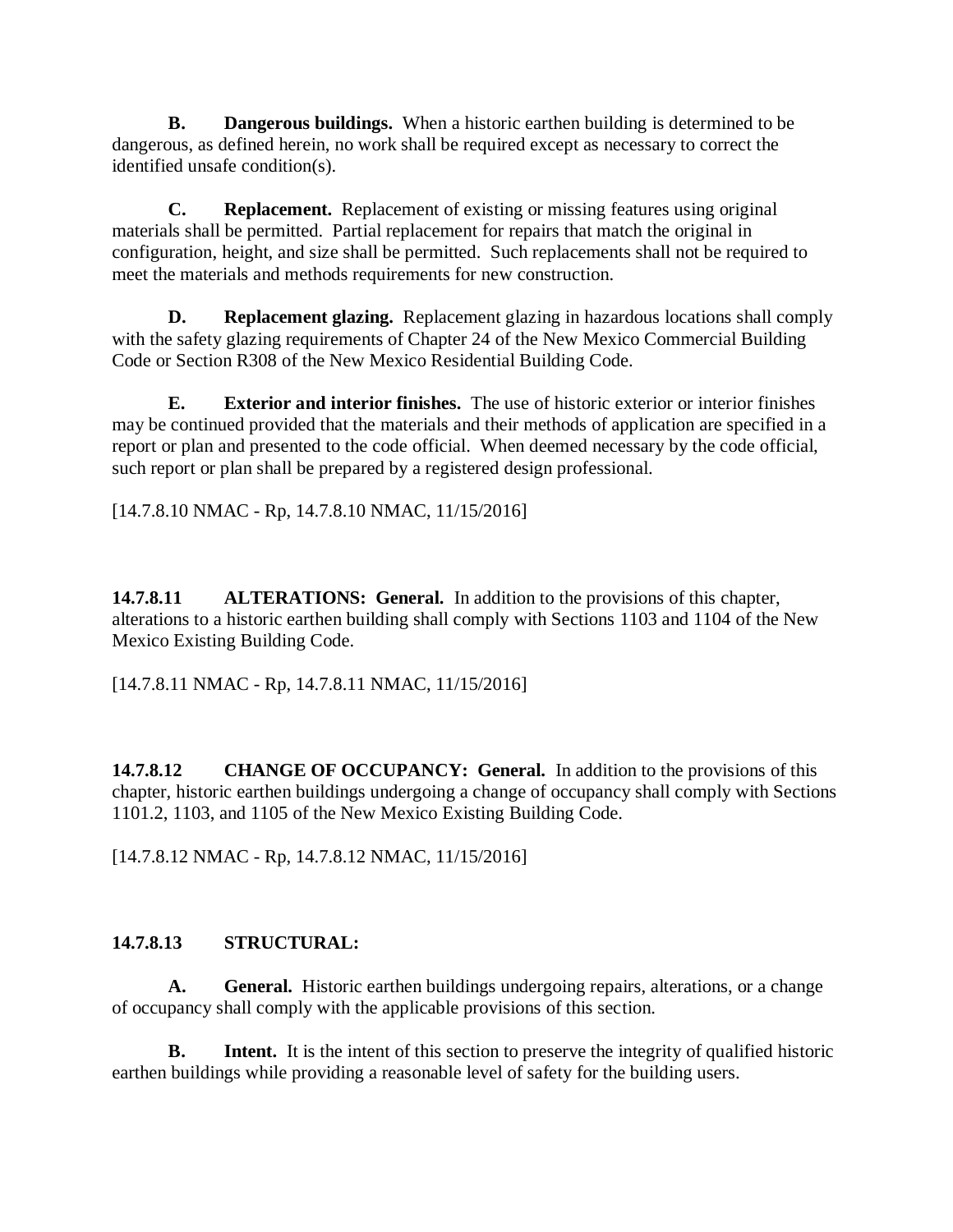**B. Dangerous buildings.** When a historic earthen building is determined to be dangerous, as defined herein, no work shall be required except as necessary to correct the identified unsafe condition(s).

**C. Replacement.** Replacement of existing or missing features using original materials shall be permitted. Partial replacement for repairs that match the original in configuration, height, and size shall be permitted. Such replacements shall not be required to meet the materials and methods requirements for new construction.

**D. Replacement glazing.** Replacement glazing in hazardous locations shall comply with the safety glazing requirements of Chapter 24 of the New Mexico Commercial Building Code or Section R308 of the New Mexico Residential Building Code.

**E. Exterior and interior finishes.** The use of historic exterior or interior finishes may be continued provided that the materials and their methods of application are specified in a report or plan and presented to the code official. When deemed necessary by the code official, such report or plan shall be prepared by a registered design professional.

[14.7.8.10 NMAC - Rp, 14.7.8.10 NMAC, 11/15/2016]

**14.7.8.11 ALTERATIONS: General.** In addition to the provisions of this chapter, alterations to a historic earthen building shall comply with Sections 1103 and 1104 of the New Mexico Existing Building Code.

[14.7.8.11 NMAC - Rp, 14.7.8.11 NMAC, 11/15/2016]

**14.7.8.12 CHANGE OF OCCUPANCY: General.** In addition to the provisions of this chapter, historic earthen buildings undergoing a change of occupancy shall comply with Sections 1101.2, 1103, and 1105 of the New Mexico Existing Building Code.

[14.7.8.12 NMAC - Rp, 14.7.8.12 NMAC, 11/15/2016]

**14.7.8.13 STRUCTURAL:**

**A. General.** Historic earthen buildings undergoing repairs, alterations, or a change of occupancy shall comply with the applicable provisions of this section.

**B. Intent.** It is the intent of this section to preserve the integrity of qualified historic earthen buildings while providing a reasonable level of safety for the building users.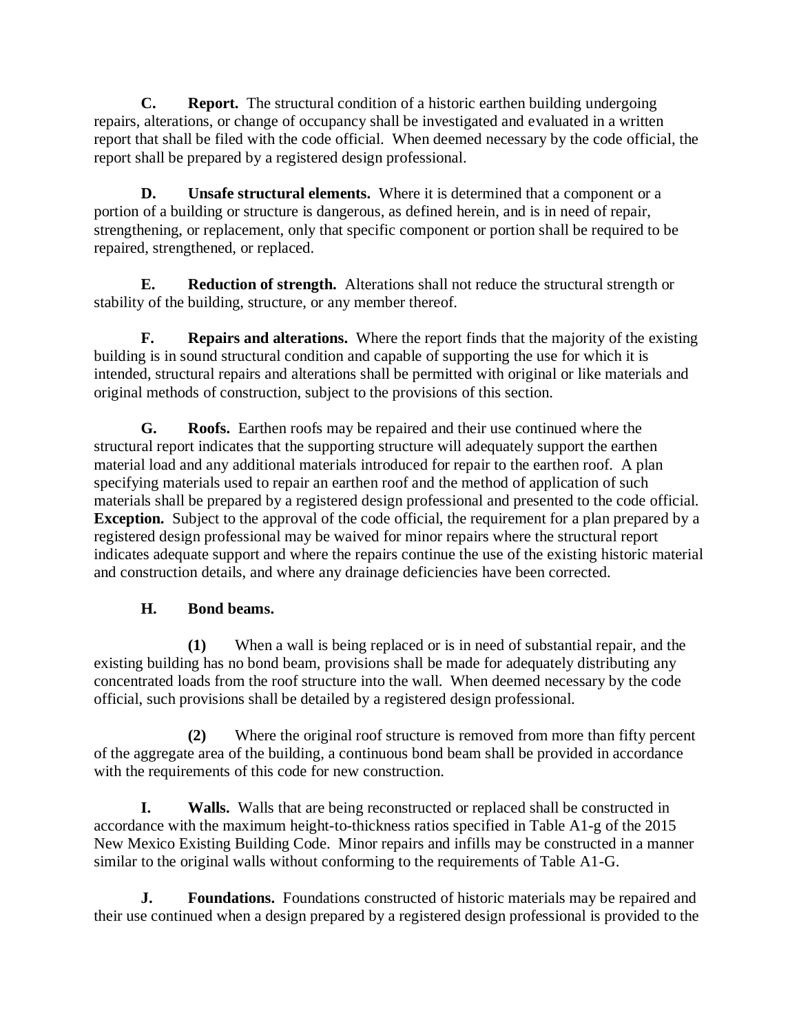**C. Report.** The structural condition of a historic earthen building undergoing repairs, alterations, or change of occupancy shall be investigated and evaluated in a written report that shall be filed with the code official. When deemed necessary by the code official, the report shall be prepared by a registered design professional.

**D. Unsafe structural elements.** Where it is determined that a component or a portion of a building or structure is dangerous, as defined herein, and is in need of repair, strengthening, or replacement, only that specific component or portion shall be required to be repaired, strengthened, or replaced.

**E. Reduction of strength.** Alterations shall not reduce the structural strength or stability of the building, structure, or any member thereof.

**F. Repairs and alterations.** Where the report finds that the majority of the existing building is in sound structural condition and capable of supporting the use for which it is intended, structural repairs and alterations shall be permitted with original or like materials and original methods of construction, subject to the provisions of this section.

**G. Roofs.** Earthen roofs may be repaired and their use continued where the structural report indicates that the supporting structure will adequately support the earthen material load and any additional materials introduced for repair to the earthen roof. A plan specifying materials used to repair an earthen roof and the method of application of such materials shall be prepared by a registered design professional and presented to the code official. **Exception.** Subject to the approval of the code official, the requirement for a plan prepared by a registered design professional may be waived for minor repairs where the structural report indicates adequate support and where the repairs continue the use of the existing historic material and construction details, and where any drainage deficiencies have been corrected.

**H. Bond beams.**

**(1)** When a wall is being replaced or is in need of substantial repair, and the existing building has no bond beam, provisions shall be made for adequately distributing any concentrated loads from the roof structure into the wall. When deemed necessary by the code official, such provisions shall be detailed by a registered design professional.

**(2)** Where the original roof structure is removed from more than fifty percent of the aggregate area of the building, a continuous bond beam shall be provided in accordance with the requirements of this code for new construction.

**I. Walls.** Walls that are being reconstructed or replaced shall be constructed in accordance with the maximum height-to-thickness ratios specified in Table A1-g of the 2015 New Mexico Existing Building Code. Minor repairs and infills may be constructed in a manner similar to the original walls without conforming to the requirements of Table A1-G.

**J. Foundations.** Foundations constructed of historic materials may be repaired and their use continued when a design prepared by a registered design professional is provided to the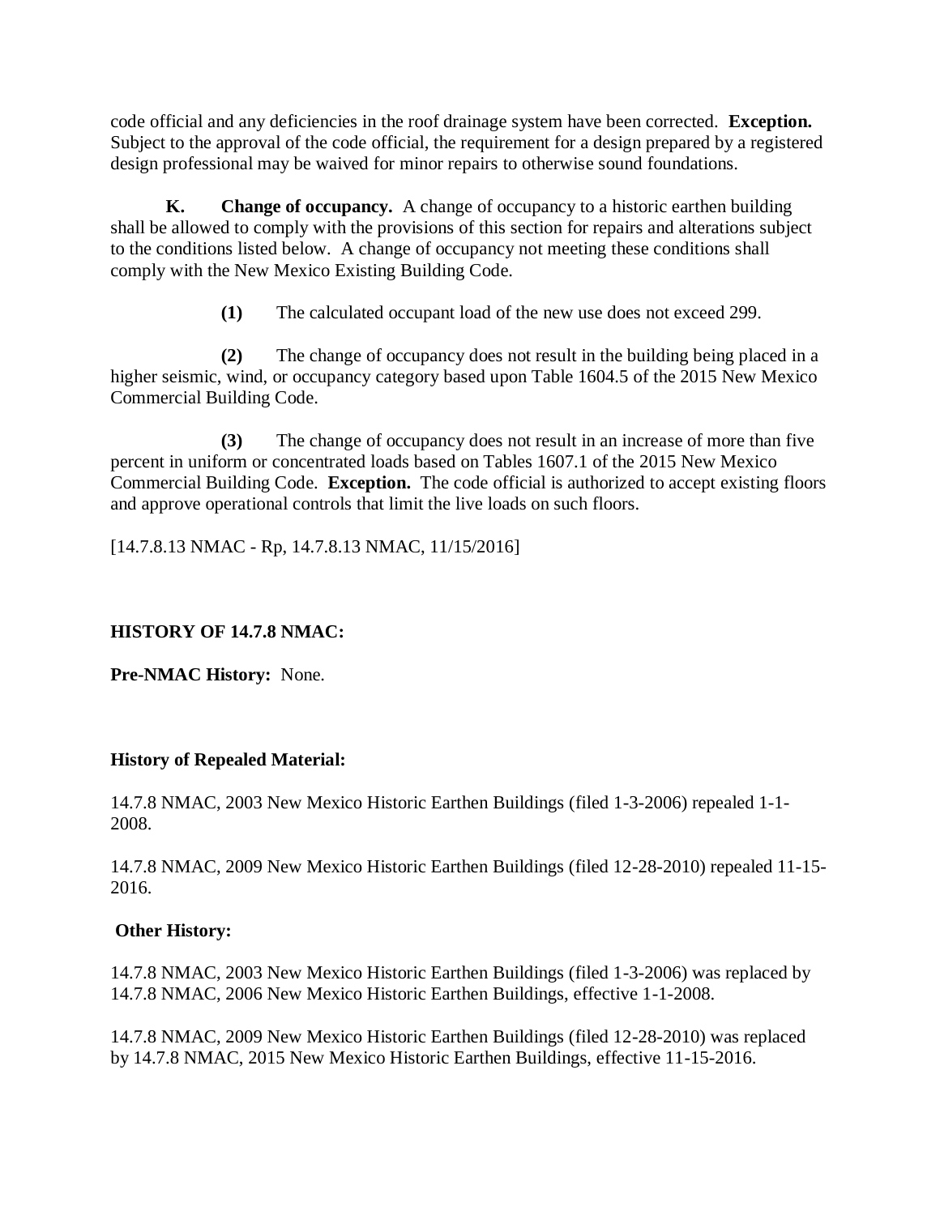code official and any deficiencies in the roof drainage system have been corrected. **Exception.** Subject to the approval of the code official, the requirement for a design prepared by a registered design professional may be waived for minor repairs to otherwise sound foundations.

**K. Change of occupancy.** A change of occupancy to a historic earthen building shall be allowed to comply with the provisions of this section for repairs and alterations subject to the conditions listed below. A change of occupancy not meeting these conditions shall comply with the New Mexico Existing Building Code.

**(1)** The calculated occupant load of the new use does not exceed 299.

**(2)** The change of occupancy does not result in the building being placed in a higher seismic, wind, or occupancy category based upon Table 1604.5 of the 2015 New Mexico Commercial Building Code.

**(3)** The change of occupancy does not result in an increase of more than five percent in uniform or concentrated loads based on Tables 1607.1 of the 2015 New Mexico Commercial Building Code. **Exception.** The code official is authorized to accept existing floors and approve operational controls that limit the live loads on such floors.

[14.7.8.13 NMAC - Rp, 14.7.8.13 NMAC, 11/15/2016]

**HISTORY OF 14.7.8 NMAC:**

**Pre-NMAC History:** None.

**History of Repealed Material:**

14.7.8 NMAC, 2003 New Mexico Historic Earthen Buildings (filed 1-3-2006) repealed 1-1-2008.

14.7.8 NMAC, 2009 New Mexico Historic Earthen Buildings (filed 12-28-2010) repealed 11-15-2016.

**Other History:**

14.7.8 NMAC, 2003 New Mexico Historic Earthen Buildings (filed 1-3-2006) was replaced by 14.7.8 NMAC, 2006 New Mexico Historic Earthen Buildings, effective 1-1-2008.

14.7.8 NMAC, 2009 New Mexico Historic Earthen Buildings (filed 12-28-2010) was replaced by 14.7.8 NMAC, 2015 New Mexico Historic Earthen Buildings, effective 11-15-2016.